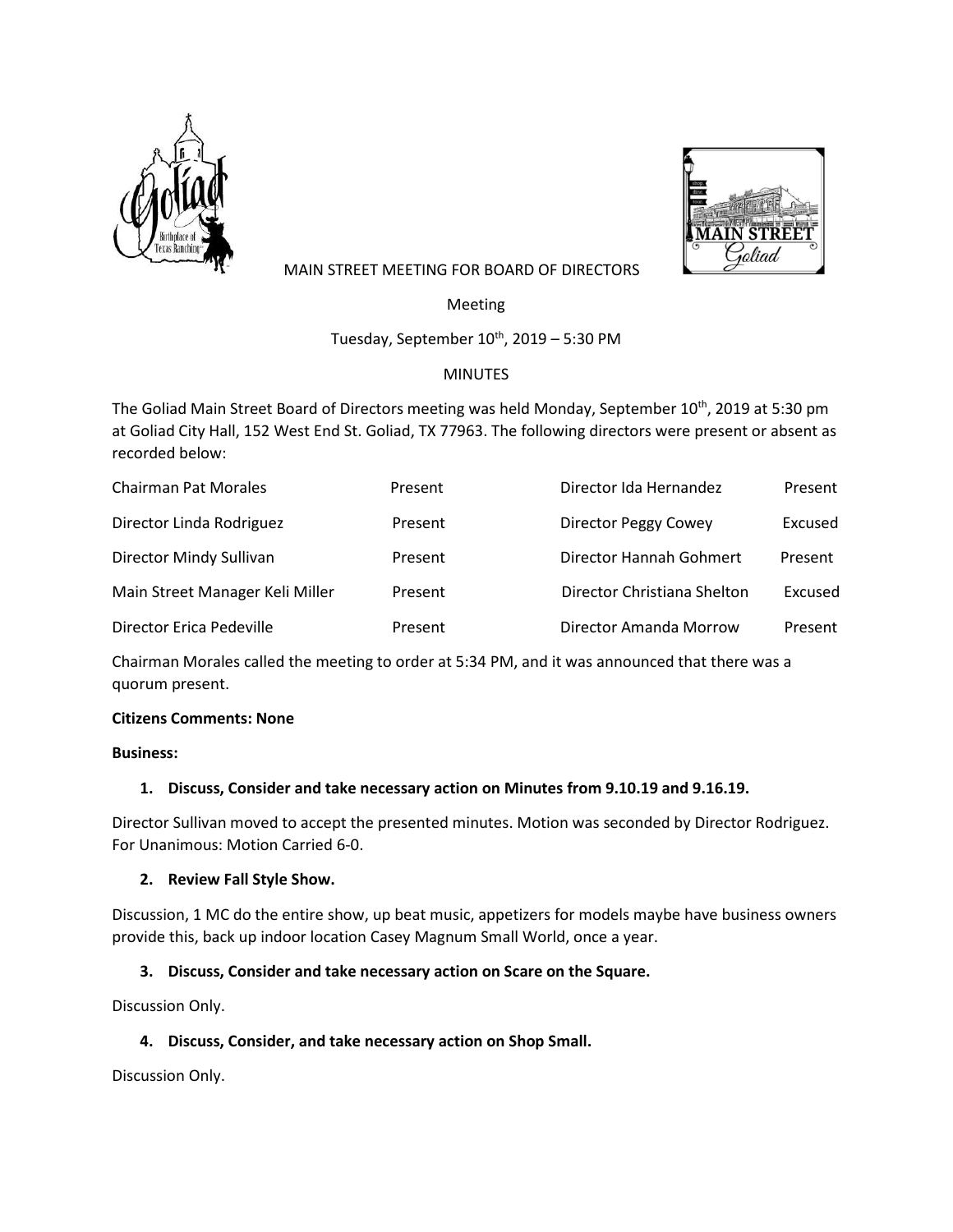MAIN STREET MEETING FOR BOARD OF DIRECTORS

Meeting

Tuesday, September 10th, 2019 – 5:30 PM

MINUTES

The Goliad Main Street Board of Directors meeting was held Monday, September 10th, 2019 at 5:30 pm at Goliad City Hall, 152 West End St. Goliad, TX 77963. The following directors were present or absent as recorded below:

| | | | |
|---|---|---|---|
| Chairman Pat Morales | Present | Director Ida Hernandez | Present |
| Director Linda Rodriguez | Present | Director Peggy Cowey | Excused |
| Director Mindy Sullivan | Present | Director Hannah Gohmert | Present |
| Main Street Manager Keli Miller | Present | Director Christiana Shelton | Excused |
| Director Erica Pedeville | Present | Director Amanda Morrow | Present |

Chairman Morales called the meeting to order at 5:34 PM, and it was announced that there was a quorum present.

**Citizens Comments: None**

**Business:**

1. **Discuss, Consider and take necessary action on Minutes from 9.10.19 and 9.16.19.**

Director Sullivan moved to accept the presented minutes. Motion was seconded by Director Rodriguez. For Unanimous: Motion Carried 6-0.

2. **Review Fall Style Show.**

Discussion, 1 MC do the entire show, up beat music, appetizers for models maybe have business owners provide this, back up indoor location Casey Magnum Small World, once a year.

3. **Discuss, Consider and take necessary action on Scare on the Square.**

Discussion Only.

4. **Discuss, Consider, and take necessary action on Shop Small.**

Discussion Only.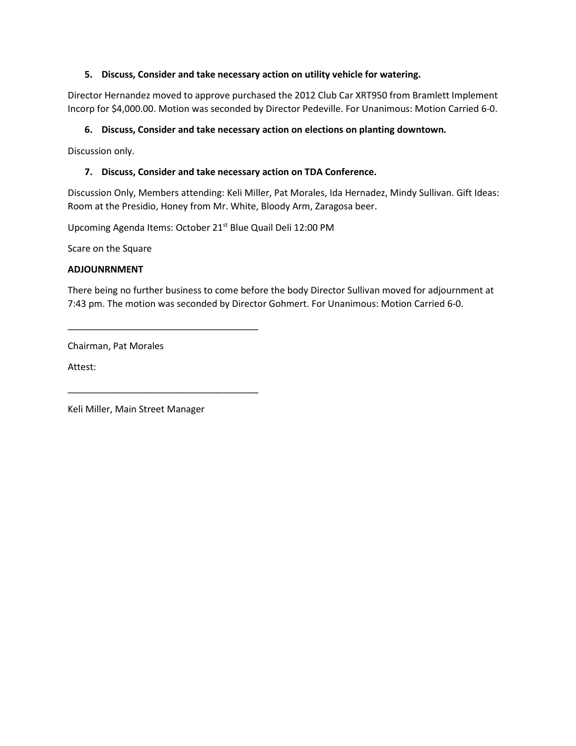**5. Discuss, Consider and take necessary action on utility vehicle for watering.**

Director Hernandez moved to approve purchased the 2012 Club Car XRT950 from Bramlett Implement Incorp for $4,000.00. Motion was seconded by Director Pedeville. For Unanimous: Motion Carried 6-0.

**6. Discuss, Consider and take necessary action on elections on planting downtown.**

Discussion only.

**7. Discuss, Consider and take necessary action on TDA Conference.**

Discussion Only, Members attending: Keli Miller, Pat Morales, Ida Hernadez, Mindy Sullivan. Gift Ideas: Room at the Presidio, Honey from Mr. White, Bloody Arm, Zaragosa beer.

Upcoming Agenda Items: October 21st Blue Quail Deli 12:00 PM

Scare on the Square

**ADJOUNRNMENT**

There being no further business to come before the body Director Sullivan moved for adjournment at 7:43 pm. The motion was seconded by Director Gohmert. For Unanimous: Motion Carried 6-0.

_____________________________________

Chairman, Pat Morales

Attest:

_____________________________________

Keli Miller, Main Street Manager